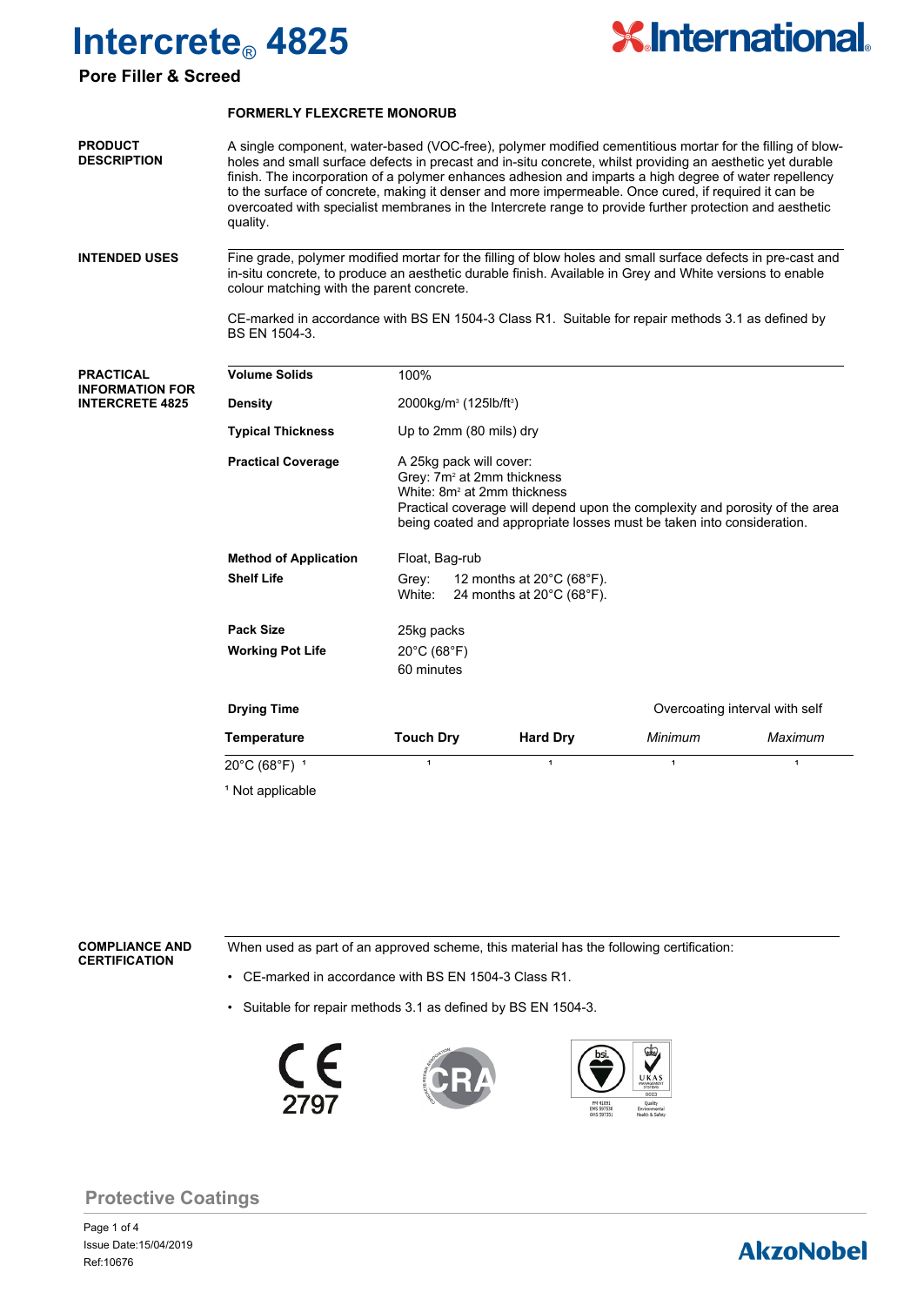# Intercrete® 4825

## Pore Filler & Screed

**FORMERLY FLEXCRETE MONORUB**

**PRODUCT DESCRIPTION**

A single component, water-based (VOC-free), polymer modified cementitious mortar for the filling of blow-holes and small surface defects in precast and in-situ concrete, whilst providing an aesthetic yet durable finish. The incorporation of a polymer enhances adhesion and imparts a high degree of water repellency to the surface of concrete, making it denser and more impermeable. Once cured, if required it can be overcoated with specialist membranes in the Intercrete range to provide further protection and aesthetic quality.

**INTENDED USES**

Fine grade, polymer modified mortar for the filling of blow holes and small surface defects in pre-cast and in-situ concrete, to produce an aesthetic durable finish. Available in Grey and White versions to enable colour matching with the parent concrete.

CE-marked in accordance with BS EN 1504-3 Class R1. Suitable for repair methods 3.1 as defined by BS EN 1504-3.

**PRACTICAL INFORMATION FOR INTERCRETE 4825**

**Volume Solids**: 100%

**Density**: 2000kg/m³ (125lb/ft³)

**Typical Thickness**: Up to 2mm (80 mils) dry

**Practical Coverage**: A 25kg pack will cover:
Grey: 7m² at 2mm thickness
White: 8m² at 2mm thickness
Practical coverage will depend upon the complexity and porosity of the area being coated and appropriate losses must be taken into consideration.

**Method of Application**: Float, Bag-rub

**Shelf Life**:
Grey: 12 months at 20°C (68°F).
White: 24 months at 20°C (68°F).

**Pack Size**: 25kg packs

**Working Pot Life**: 20°C (68°F) 60 minutes

**Drying Time**

| Temperature | Touch Dry | Hard Dry | Overcoating interval with self: *Minimum* | *Maximum* |
|---|---|---|---|---|
| 20°C (68°F) [1] | [1] | [1] | [1] | [1] |

[1] Not applicable

**COMPLIANCE AND CERTIFICATION**

When used as part of an approved scheme, this material has the following certification:

- CE-marked in accordance with BS EN 1504-3 Class R1.
- Suitable for repair methods 3.1 as defined by BS EN 1504-3.

CE 2797

Protective Coatings

Issue Date:15/04/2019
Ref:10676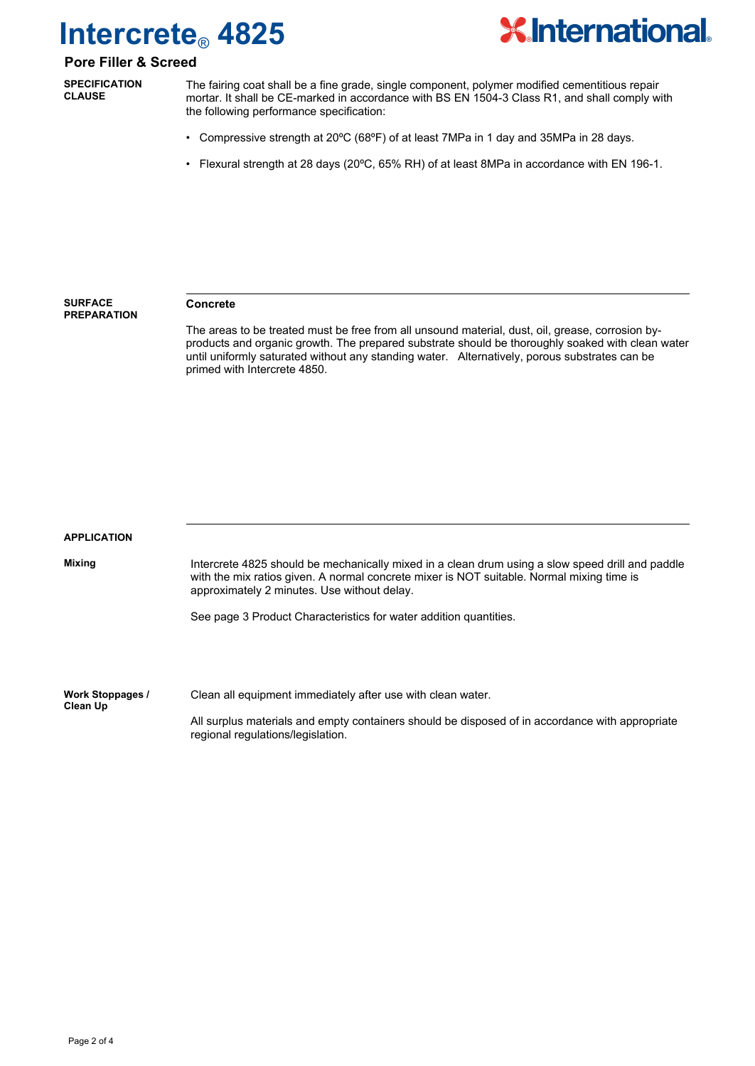## SPECIFICATION CLAUSE

The fairing coat shall be a fine grade, single component, polymer modified cementitious repair mortar. It shall be CE-marked in accordance with BS EN 1504-3 Class R1, and shall comply with the following performance specification:

- Compressive strength at 20ºC (68ºF) of at least 7MPa in 1 day and 35MPa in 28 days.
- Flexural strength at 28 days (20ºC, 65% RH) of at least 8MPa in accordance with EN 196-1.

## SURFACE PREPARATION

**Concrete**

The areas to be treated must be free from all unsound material, dust, oil, grease, corrosion by-products and organic growth. The prepared substrate should be thoroughly soaked with clean water until uniformly saturated without any standing water. Alternatively, porous substrates can be primed with Intercrete 4850.

## APPLICATION

**Mixing**

Intercrete 4825 should be mechanically mixed in a clean drum using a slow speed drill and paddle with the mix ratios given. A normal concrete mixer is NOT suitable. Normal mixing time is approximately 2 minutes. Use without delay.

See page 3 Product Characteristics for water addition quantities.

**Work Stoppages / Clean Up**

Clean all equipment immediately after use with clean water.

All surplus materials and empty containers should be disposed of in accordance with appropriate regional regulations/legislation.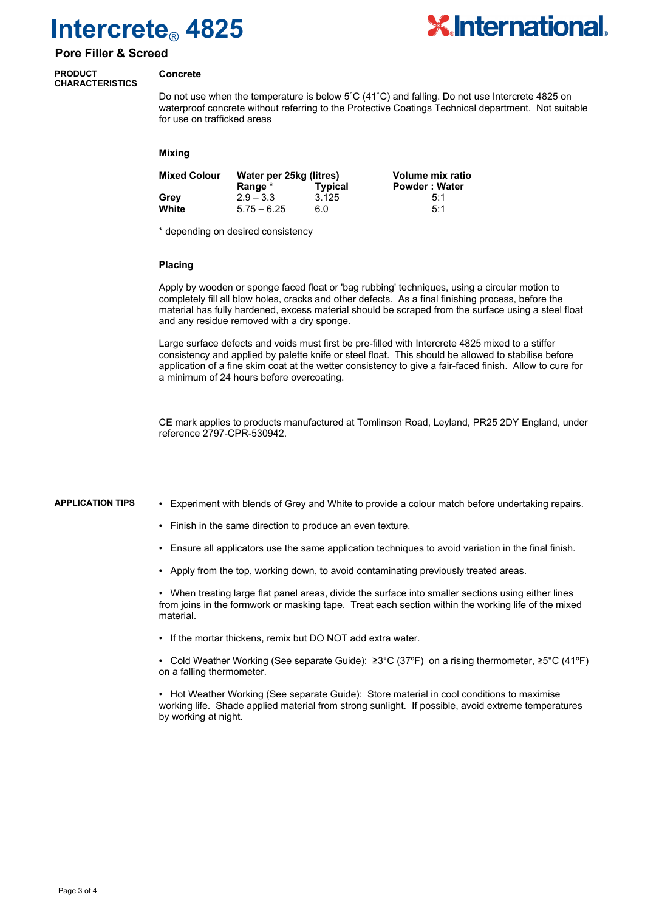# Intercrete® 4825

## Pore Filler & Screed

**PRODUCT CHARACTERISTICS**

### Concrete

Do not use when the temperature is below 5˚C (41˚C) and falling. Do not use Intercrete 4825 on waterproof concrete without referring to the Protective Coatings Technical department. Not suitable for use on trafficked areas

### Mixing

| Mixed Colour | Water per 25kg (litres) | | Volume mix ratio |
|---|---|---|---|
| | Range * | Typical | Powder : Water |
| **Grey** | 2.9 – 3.3 | 3.125 | 5:1 |
| **White** | 5.75 – 6.25 | 6.0 | 5:1 |

* depending on desired consistency

### Placing

Apply by wooden or sponge faced float or 'bag rubbing' techniques, using a circular motion to completely fill all blow holes, cracks and other defects. As a final finishing process, before the material has fully hardened, excess material should be scraped from the surface using a steel float and any residue removed with a dry sponge.

Large surface defects and voids must first be pre-filled with Intercrete 4825 mixed to a stiffer consistency and applied by palette knife or steel float. This should be allowed to stabilise before application of a fine skim coat at the wetter consistency to give a fair-faced finish. Allow to cure for a minimum of 24 hours before overcoating.

CE mark applies to products manufactured at Tomlinson Road, Leyland, PR25 2DY England, under reference 2797-CPR-530942.

---

**APPLICATION TIPS**

- Experiment with blends of Grey and White to provide a colour match before undertaking repairs.
- Finish in the same direction to produce an even texture.
- Ensure all applicators use the same application techniques to avoid variation in the final finish.
- Apply from the top, working down, to avoid contaminating previously treated areas.
- When treating large flat panel areas, divide the surface into smaller sections using either lines from joins in the formwork or masking tape. Treat each section within the working life of the mixed material.
- If the mortar thickens, remix but DO NOT add extra water.
- Cold Weather Working (See separate Guide): ≥3°C (37ºF) on a rising thermometer, ≥5°C (41ºF) on a falling thermometer.
- Hot Weather Working (See separate Guide): Store material in cool conditions to maximise working life. Shade applied material from strong sunlight. If possible, avoid extreme temperatures by working at night.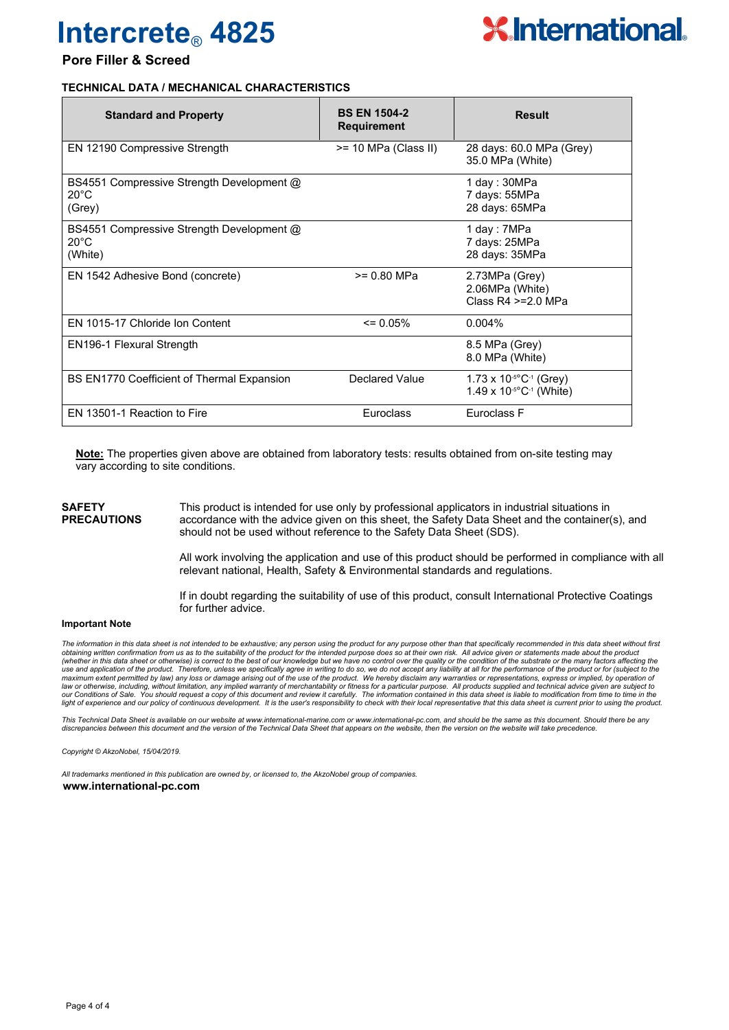# Intercrete® 4825

**Pore Filler & Screed**

## TECHNICAL DATA / MECHANICAL CHARACTERISTICS

| Standard and Property | BS EN 1504-2 Requirement | Result |
|---|---|---|
| EN 12190 Compressive Strength | >= 10 MPa (Class II) | 28 days: 60.0 MPa (Grey)<br>35.0 MPa (White) |
| BS4551 Compressive Strength Development @ 20°C (Grey) | | 1 day : 30MPa<br>7 days: 55MPa<br>28 days: 65MPa |
| BS4551 Compressive Strength Development @ 20°C (White) | | 1 day : 7MPa<br>7 days: 25MPa<br>28 days: 35MPa |
| EN 1542 Adhesive Bond (concrete) | >= 0.80 MPa | 2.73MPa (Grey)<br>2.06MPa (White)<br>Class R4 >=2.0 MPa |
| EN 1015-17 Chloride Ion Content | <= 0.05% | 0.004% |
| EN196-1 Flexural Strength | | 8.5 MPa (Grey)<br>8.0 MPa (White) |
| BS EN1770 Coefficient of Thermal Expansion | Declared Value | 1.73 x $10^{-5}$°$C^{-1}$ (Grey)<br>1.49 x $10^{-5}$°$C^{-1}$ (White) |
| EN 13501-1 Reaction to Fire | Euroclass | Euroclass F |

**Note:** The properties given above are obtained from laboratory tests: results obtained from on-site testing may vary according to site conditions.

**SAFETY PRECAUTIONS**

This product is intended for use only by professional applicators in industrial situations in accordance with the advice given on this sheet, the Safety Data Sheet and the container(s), and should not be used without reference to the Safety Data Sheet (SDS).

All work involving the application and use of this product should be performed in compliance with all relevant national, Health, Safety & Environmental standards and regulations.

If in doubt regarding the suitability of use of this product, consult International Protective Coatings for further advice.

**Important Note**

*The information in this data sheet is not intended to be exhaustive; any person using the product for any purpose other than that specifically recommended in this data sheet without first obtaining written confirmation from us as to the suitability of the product for the intended purpose does so at their own risk. All advice given or statements made about the product (whether in this data sheet or otherwise) is correct to the best of our knowledge but we have no control over the quality or the condition of the substrate or the many factors affecting the use and application of the product. Therefore, unless we specifically agree in writing to do so, we do not accept any liability at all for the performance of the product or for (subject to the maximum extent permitted by law) any loss or damage arising out of the use of the product. We hereby disclaim any warranties or representations, express or implied, by operation of law or otherwise, including, without limitation, any implied warranty of merchantability or fitness for a particular purpose. All products supplied and technical advice given are subject to our Conditions of Sale. You should request a copy of this document and review it carefully. The information contained in this data sheet is liable to modification from time to time in the light of experience and our policy of continuous development. It is the user's responsibility to check with their local representative that this data sheet is current prior to using the product.*

*This Technical Data Sheet is available on our website at www.international-marine.com or www.international-pc.com, and should be the same as this document. Should there be any discrepancies between this document and the version of the Technical Data Sheet that appears on the website, then the version on the website will take precedence.*

*Copyright © AkzoNobel, 15/04/2019.*

*All trademarks mentioned in this publication are owned by, or licensed to, the AkzoNobel group of companies.*

**www.international-pc.com**